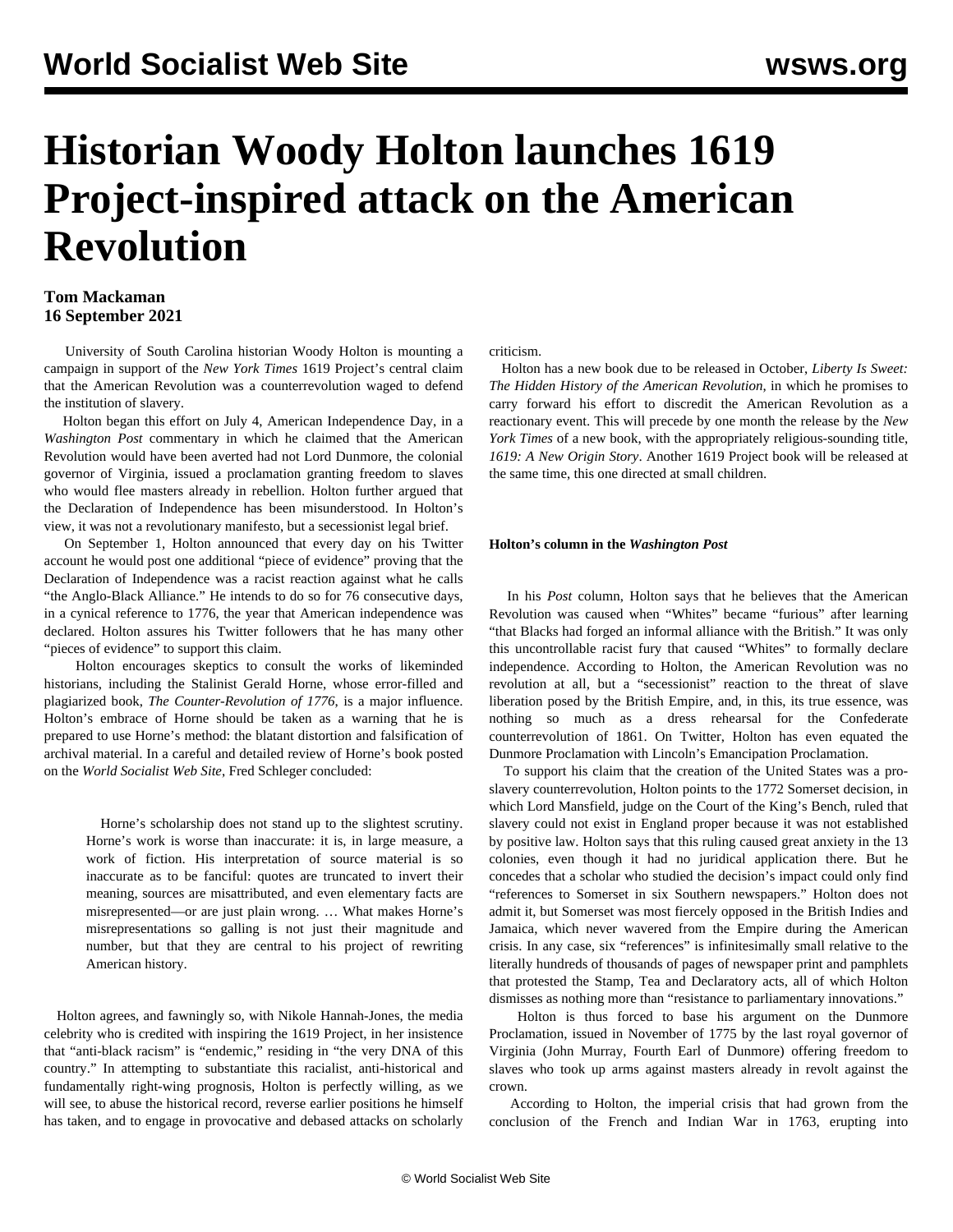# Historian Woody Holton launches 1619 Project-inspired attack on the American Revolution

**Tom Mackaman**
**16 September 2021**

University of South Carolina historian Woody Holton is mounting a campaign in support of the *New York Times* 1619 Project's central claim that the American Revolution was a counterrevolution waged to defend the institution of slavery.

Holton began this effort on July 4, American Independence Day, in a *Washington Post* commentary in which he claimed that the American Revolution would have been averted had not Lord Dunmore, the colonial governor of Virginia, issued a proclamation granting freedom to slaves who would flee masters already in rebellion. Holton further argued that the Declaration of Independence has been misunderstood. In Holton's view, it was not a revolutionary manifesto, but a secessionist legal brief.

On September 1, Holton announced that every day on his Twitter account he would post one additional "piece of evidence" proving that the Declaration of Independence was a racist reaction against what he calls "the Anglo-Black Alliance." He intends to do so for 76 consecutive days, in a cynical reference to 1776, the year that American independence was declared. Holton assures his Twitter followers that he has many other "pieces of evidence" to support this claim.

Holton encourages skeptics to consult the works of likeminded historians, including the Stalinist Gerald Horne, whose error-filled and plagiarized book, *The Counter-Revolution of 1776*, is a major influence. Holton's embrace of Horne should be taken as a warning that he is prepared to use Horne's method: the blatant distortion and falsification of archival material. In a careful and detailed review of Horne's book posted on the *World Socialist Web Site*, Fred Schleger concluded:

> Horne's scholarship does not stand up to the slightest scrutiny. Horne's work is worse than inaccurate: it is, in large measure, a work of fiction. His interpretation of source material is so inaccurate as to be fanciful: quotes are truncated to invert their meaning, sources are misattributed, and even elementary facts are misrepresented—or are just plain wrong. … What makes Horne's misrepresentations so galling is not just their magnitude and number, but that they are central to his project of rewriting American history.

Holton agrees, and fawningly so, with Nikole Hannah-Jones, the media celebrity who is credited with inspiring the 1619 Project, in her insistence that "anti-black racism" is "endemic," residing in "the very DNA of this country." In attempting to substantiate this racialist, anti-historical and fundamentally right-wing prognosis, Holton is perfectly willing, as we will see, to abuse the historical record, reverse earlier positions he himself has taken, and to engage in provocative and debased attacks on scholarly criticism.

Holton has a new book due to be released in October, *Liberty Is Sweet: The Hidden History of the American Revolution*, in which he promises to carry forward his effort to discredit the American Revolution as a reactionary event. This will precede by one month the release by the *New York Times* of a new book, with the appropriately religious-sounding title, *1619: A New Origin Story*. Another 1619 Project book will be released at the same time, this one directed at small children.

#### Holton's column in the *Washington Post*

In his *Post* column, Holton says that he believes that the American Revolution was caused when "Whites" became "furious" after learning "that Blacks had forged an informal alliance with the British." It was only this uncontrollable racist fury that caused "Whites" to formally declare independence. According to Holton, the American Revolution was no revolution at all, but a "secessionist" reaction to the threat of slave liberation posed by the British Empire, and, in this, its true essence, was nothing so much as a dress rehearsal for the Confederate counterrevolution of 1861. On Twitter, Holton has even equated the Dunmore Proclamation with Lincoln's Emancipation Proclamation.

To support his claim that the creation of the United States was a pro-slavery counterrevolution, Holton points to the 1772 Somerset decision, in which Lord Mansfield, judge on the Court of the King's Bench, ruled that slavery could not exist in England proper because it was not established by positive law. Holton says that this ruling caused great anxiety in the 13 colonies, even though it had no juridical application there. But he concedes that a scholar who studied the decision's impact could only find "references to Somerset in six Southern newspapers." Holton does not admit it, but Somerset was most fiercely opposed in the British Indies and Jamaica, which never wavered from the Empire during the American crisis. In any case, six "references" is infinitesimally small relative to the literally hundreds of thousands of pages of newspaper print and pamphlets that protested the Stamp, Tea and Declaratory acts, all of which Holton dismisses as nothing more than "resistance to parliamentary innovations."

Holton is thus forced to base his argument on the Dunmore Proclamation, issued in November of 1775 by the last royal governor of Virginia (John Murray, Fourth Earl of Dunmore) offering freedom to slaves who took up arms against masters already in revolt against the crown.

According to Holton, the imperial crisis that had grown from the conclusion of the French and Indian War in 1763, erupting into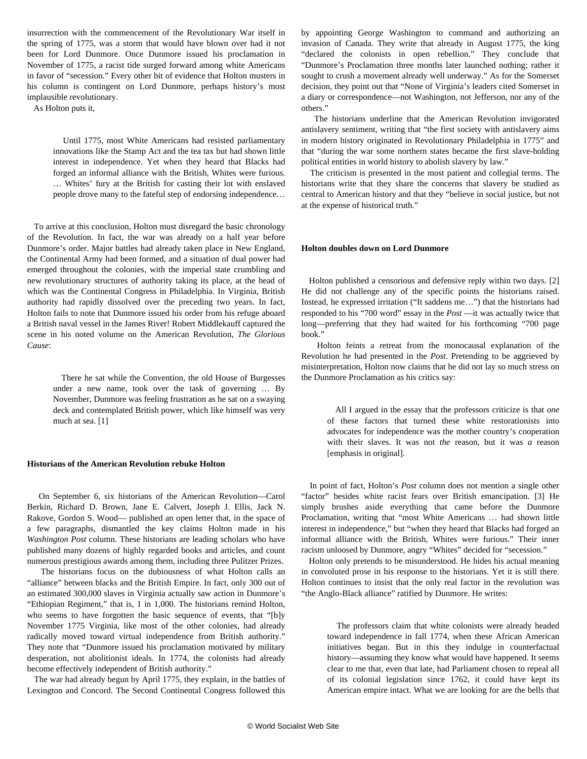insurrection with the commencement of the Revolutionary War itself in the spring of 1775, was a storm that would have blown over had it not been for Lord Dunmore. Once Dunmore issued his proclamation in November of 1775, a racist tide surged forward among white Americans in favor of "secession." Every other bit of evidence that Holton musters in his column is contingent on Lord Dunmore, perhaps history's most implausible revolutionary.

As Holton puts it,

> Until 1775, most White Americans had resisted parliamentary innovations like the Stamp Act and the tea tax but had shown little interest in independence. Yet when they heard that Blacks had forged an informal alliance with the British, Whites were furious. … Whites' fury at the British for casting their lot with enslaved people drove many to the fateful step of endorsing independence…

To arrive at this conclusion, Holton must disregard the basic chronology of the Revolution. In fact, the war was already on a half year before Dunmore's order. Major battles had already taken place in New England, the Continental Army had been formed, and a situation of dual power had emerged throughout the colonies, with the imperial state crumbling and new revolutionary structures of authority taking its place, at the head of which was the Continental Congress in Philadelphia. In Virginia, British authority had rapidly dissolved over the preceding two years. In fact, Holton fails to note that Dunmore issued his order from his refuge aboard a British naval vessel in the James River! Robert Middlekauff captured the scene in his noted volume on the American Revolution, *The Glorious Cause*:

> There he sat while the Convention, the old House of Burgesses under a new name, took over the task of governing … By November, Dunmore was feeling frustration as he sat on a swaying deck and contemplated British power, which like himself was very much at sea. [1]

**Historians of the American Revolution rebuke Holton**

On September 6, six historians of the American Revolution—Carol Berkin, Richard D. Brown, Jane E. Calvert, Joseph J. Ellis, Jack N. Rakove, Gordon S. Wood— published an open letter that, in the space of a few paragraphs, dismantled the key claims Holton made in his *Washington Post* column. These historians are leading scholars who have published many dozens of highly regarded books and articles, and count numerous prestigious awards among them, including three Pulitzer Prizes.

The historians focus on the dubiousness of what Holton calls an "alliance" between blacks and the British Empire. In fact, only 300 out of an estimated 300,000 slaves in Virginia actually saw action in Dunmore's "Ethiopian Regiment," that is, 1 in 1,000. The historians remind Holton, who seems to have forgotten the basic sequence of events, that "[b]y November 1775 Virginia, like most of the other colonies, had already radically moved toward virtual independence from British authority." They note that "Dunmore issued his proclamation motivated by military desperation, not abolitionist ideals. In 1774, the colonists had already become effectively independent of British authority."

The war had already begun by April 1775, they explain, in the battles of Lexington and Concord. The Second Continental Congress followed this by appointing George Washington to command and authorizing an invasion of Canada. They write that already in August 1775, the king "declared the colonists in open rebellion." They conclude that "Dunmore's Proclamation three months later launched nothing; rather it sought to crush a movement already well underway." As for the Somerset decision, they point out that "None of Virginia's leaders cited Somerset in a diary or correspondence—not Washington, not Jefferson, nor any of the others."

The historians underline that the American Revolution invigorated antislavery sentiment, writing that "the first society with antislavery aims in modern history originated in Revolutionary Philadelphia in 1775" and that "during the war some northern states became the first slave-holding political entities in world history to abolish slavery by law."

The criticism is presented in the most patient and collegial terms. The historians write that they share the concerns that slavery be studied as central to American history and that they "believe in social justice, but not at the expense of historical truth."

**Holton doubles down on Lord Dunmore**

Holton published a censorious and defensive reply within two days. [2] He did not challenge any of the specific points the historians raised. Instead, he expressed irritation ("It saddens me…") that the historians had responded to his "700 word" essay in the *Post* —it was actually twice that long—preferring that they had waited for his forthcoming "700 page book."

Holton feints a retreat from the monocausal explanation of the Revolution he had presented in the *Post*. Pretending to be aggrieved by misinterpretation, Holton now claims that he did not lay so much stress on the Dunmore Proclamation as his critics say:

> All I argued in the essay that the professors criticize is that *one* of these factors that turned these white restorationists into advocates for independence was the mother country's cooperation with their slaves. It was not *the* reason, but it was *a* reason [emphasis in original].

In point of fact, Holton's *Post* column does not mention a single other "factor" besides white racist fears over British emancipation. [3] He simply brushes aside everything that came before the Dunmore Proclamation, writing that "most White Americans … had shown little interest in independence," but "when they heard that Blacks had forged an informal alliance with the British, Whites were furious." Their inner racism unloosed by Dunmore, angry "Whites" decided for "secession."

Holton only pretends to be misunderstood. He hides his actual meaning in convoluted prose in his response to the historians. Yet it is still there. Holton continues to insist that the only real factor in the revolution was "the Anglo-Black alliance" ratified by Dunmore. He writes:

> The professors claim that white colonists were already headed toward independence in fall 1774, when these African American initiatives began. But in this they indulge in counterfactual history—assuming they know what would have happened. It seems clear to me that, even that late, had Parliament chosen to repeal all of its colonial legislation since 1762, it could have kept its American empire intact. What we are looking for are the bells that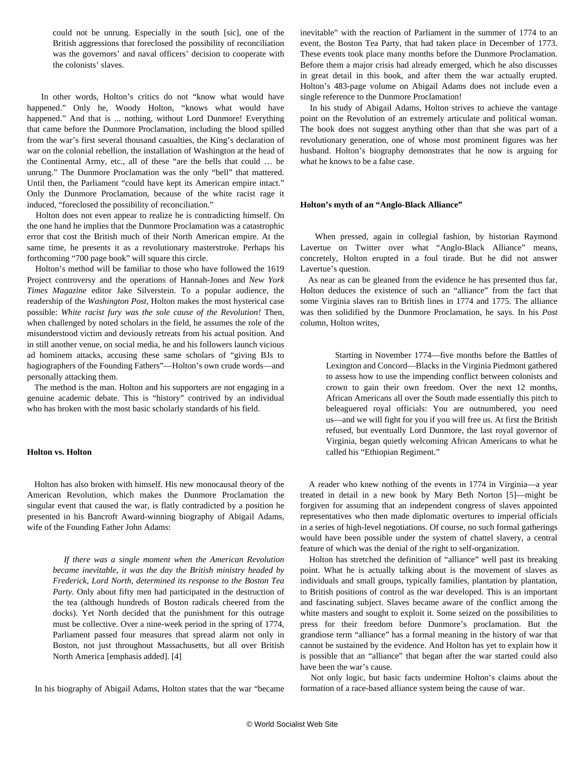> could not be unrung. Especially in the south [sic], one of the British aggressions that foreclosed the possibility of reconciliation was the governors' and naval officers' decision to cooperate with the colonists' slaves.

In other words, Holton's critics do not "know what would have happened." Only he, Woody Holton, "knows what would have happened." And that is ... nothing, without Lord Dunmore! Everything that came before the Dunmore Proclamation, including the blood spilled from the war's first several thousand casualties, the King's declaration of war on the colonial rebellion, the installation of Washington at the head of the Continental Army, etc., all of these "are the bells that could … be unrung." The Dunmore Proclamation was the only "bell" that mattered. Until then, the Parliament "could have kept its American empire intact." Only the Dunmore Proclamation, because of the white racist rage it induced, "foreclosed the possibility of reconciliation."

Holton does not even appear to realize he is contradicting himself. On the one hand he implies that the Dunmore Proclamation was a catastrophic error that cost the British much of their North American empire. At the same time, he presents it as a revolutionary masterstroke. Perhaps his forthcoming "700 page book" will square this circle.

Holton's method will be familiar to those who have followed the 1619 Project controversy and the operations of Hannah-Jones and *New York Times Magazine* editor Jake Silverstein. To a popular audience, the readership of the *Washington Post*, Holton makes the most hysterical case possible: *White racist fury was the sole cause of the Revolution!* Then, when challenged by noted scholars in the field, he assumes the role of the misunderstood victim and deviously retreats from his actual position. And in still another venue, on social media, he and his followers launch vicious ad hominem attacks, accusing these same scholars of "giving BJs to hagiographers of the Founding Fathers"—Holton's own crude words—and personally attacking them.

The method is the man. Holton and his supporters are not engaging in a genuine academic debate. This is "history" contrived by an individual who has broken with the most basic scholarly standards of his field.

**Holton vs. Holton**

Holton has also broken with himself. His new monocausal theory of the American Revolution, which makes the Dunmore Proclamation the singular event that caused the war, is flatly contradicted by a position he presented in his Bancroft Award-winning biography of Abigail Adams, wife of the Founding Father John Adams:

> *If there was a single moment when the American Revolution became inevitable, it was the day the British ministry headed by Frederick, Lord North, determined its response to the Boston Tea Party*. Only about fifty men had participated in the destruction of the tea (although hundreds of Boston radicals cheered from the docks). Yet North decided that the punishment for this outrage must be collective. Over a nine-week period in the spring of 1774, Parliament passed four measures that spread alarm not only in Boston, not just throughout Massachusetts, but all over British North America [emphasis added]. [4]

In his biography of Abigail Adams, Holton states that the war "became inevitable" with the reaction of Parliament in the summer of 1774 to an event, the Boston Tea Party, that had taken place in December of 1773. These events took place many months before the Dunmore Proclamation. Before them a major crisis had already emerged, which he also discusses in great detail in this book, and after them the war actually erupted. Holton's 483-page volume on Abigail Adams does not include even a single reference to the Dunmore Proclamation!

In his study of Abigail Adams, Holton strives to achieve the vantage point on the Revolution of an extremely articulate and political woman. The book does not suggest anything other than that she was part of a revolutionary generation, one of whose most prominent figures was her husband. Holton's biography demonstrates that he now is arguing for what he knows to be a false case.

**Holton's myth of an "Anglo-Black Alliance"**

When pressed, again in collegial fashion, by historian Raymond Lavertue on Twitter over what "Anglo-Black Alliance" means, concretely, Holton erupted in a foul tirade. But he did not answer Lavertue's question.

As near as can be gleaned from the evidence he has presented thus far, Holton deduces the existence of such an "alliance" from the fact that some Virginia slaves ran to British lines in 1774 and 1775. The alliance was then solidified by the Dunmore Proclamation, he says. In his *Post* column, Holton writes,

> Starting in November 1774—five months before the Battles of Lexington and Concord—Blacks in the Virginia Piedmont gathered to assess how to use the impending conflict between colonists and crown to gain their own freedom. Over the next 12 months, African Americans all over the South made essentially this pitch to beleaguered royal officials: You are outnumbered, you need us—and we will fight for you if you will free us. At first the British refused, but eventually Lord Dunmore, the last royal governor of Virginia, began quietly welcoming African Americans to what he called his "Ethiopian Regiment."

A reader who knew nothing of the events in 1774 in Virginia—a year treated in detail in a new book by Mary Beth Norton [5]—might be forgiven for assuming that an independent congress of slaves appointed representatives who then made diplomatic overtures to imperial officials in a series of high-level negotiations. Of course, no such formal gatherings would have been possible under the system of chattel slavery, a central feature of which was the denial of the right to self-organization.

Holton has stretched the definition of "alliance" well past its breaking point. What he is actually talking about is the movement of slaves as individuals and small groups, typically families, plantation by plantation, to British positions of control as the war developed. This is an important and fascinating subject. Slaves became aware of the conflict among the white masters and sought to exploit it. Some seized on the possibilities to press for their freedom before Dunmore's proclamation. But the grandiose term "alliance" has a formal meaning in the history of war that cannot be sustained by the evidence. And Holton has yet to explain how it is possible that an "alliance" that began after the war started could also have been the war's cause.

Not only logic, but basic facts undermine Holton's claims about the formation of a race-based alliance system being the cause of war.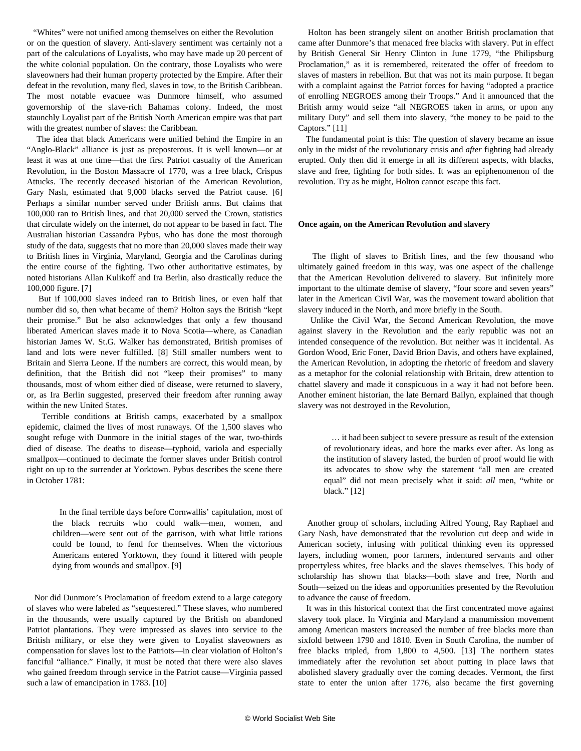"Whites" were not unified among themselves on either the Revolution or on the question of slavery. Anti-slavery sentiment was certainly not a part of the calculations of Loyalists, who may have made up 20 percent of the white colonial population. On the contrary, those Loyalists who were slaveowners had their human property protected by the Empire. After their defeat in the revolution, many fled, slaves in tow, to the British Caribbean. The most notable evacuee was Dunmore himself, who assumed governorship of the slave-rich Bahamas colony. Indeed, the most staunchly Loyalist part of the British North American empire was that part with the greatest number of slaves: the Caribbean.

The idea that black Americans were unified behind the Empire in an "Anglo-Black" alliance is just as preposterous. It is well known—or at least it was at one time—that the first Patriot casualty of the American Revolution, in the Boston Massacre of 1770, was a free black, Crispus Attucks. The recently deceased historian of the American Revolution, Gary Nash, estimated that 9,000 blacks served the Patriot cause. [6] Perhaps a similar number served under British arms. But claims that 100,000 ran to British lines, and that 20,000 served the Crown, statistics that circulate widely on the internet, do not appear to be based in fact. The Australian historian Cassandra Pybus, who has done the most thorough study of the data, suggests that no more than 20,000 slaves made their way to British lines in Virginia, Maryland, Georgia and the Carolinas during the entire course of the fighting. Two other authoritative estimates, by noted historians Allan Kulikoff and Ira Berlin, also drastically reduce the 100,000 figure. [7]

But if 100,000 slaves indeed ran to British lines, or even half that number did so, then what became of them? Holton says the British "kept their promise." But he also acknowledges that only a few thousand liberated American slaves made it to Nova Scotia—where, as Canadian historian James W. St.G. Walker has demonstrated, British promises of land and lots were never fulfilled. [8] Still smaller numbers went to Britain and Sierra Leone. If the numbers are correct, this would mean, by definition, that the British did not "keep their promises" to many thousands, most of whom either died of disease, were returned to slavery, or, as Ira Berlin suggested, preserved their freedom after running away within the new United States.

Terrible conditions at British camps, exacerbated by a smallpox epidemic, claimed the lives of most runaways. Of the 1,500 slaves who sought refuge with Dunmore in the initial stages of the war, two-thirds died of disease. The deaths to disease—typhoid, variola and especially smallpox—continued to decimate the former slaves under British control right on up to the surrender at Yorktown. Pybus describes the scene there in October 1781:

> In the final terrible days before Cornwallis' capitulation, most of the black recruits who could walk—men, women, and children—were sent out of the garrison, with what little rations could be found, to fend for themselves. When the victorious Americans entered Yorktown, they found it littered with people dying from wounds and smallpox. [9]

Nor did Dunmore's Proclamation of freedom extend to a large category of slaves who were labeled as "sequestered." These slaves, who numbered in the thousands, were usually captured by the British on abandoned Patriot plantations. They were impressed as slaves into service to the British military, or else they were given to Loyalist slaveowners as compensation for slaves lost to the Patriots—in clear violation of Holton's fanciful "alliance." Finally, it must be noted that there were also slaves who gained freedom through service in the Patriot cause—Virginia passed such a law of emancipation in 1783. [10]

Holton has been strangely silent on another British proclamation that came after Dunmore's that menaced free blacks with slavery. Put in effect by British General Sir Henry Clinton in June 1779, "the Philipsburg Proclamation," as it is remembered, reiterated the offer of freedom to slaves of masters in rebellion. But that was not its main purpose. It began with a complaint against the Patriot forces for having "adopted a practice of enrolling NEGROES among their Troops." And it announced that the British army would seize "all NEGROES taken in arms, or upon any military Duty" and sell them into slavery, "the money to be paid to the Captors." [11]

The fundamental point is this: The question of slavery became an issue only in the midst of the revolutionary crisis and *after* fighting had already erupted. Only then did it emerge in all its different aspects, with blacks, slave and free, fighting for both sides. It was an epiphenomenon of the revolution. Try as he might, Holton cannot escape this fact.

**Once again, on the American Revolution and slavery**

The flight of slaves to British lines, and the few thousand who ultimately gained freedom in this way, was one aspect of the challenge that the American Revolution delivered to slavery. But infinitely more important to the ultimate demise of slavery, "four score and seven years" later in the American Civil War, was the movement toward abolition that slavery induced in the North, and more briefly in the South.

Unlike the Civil War, the Second American Revolution, the move against slavery in the Revolution and the early republic was not an intended consequence of the revolution. But neither was it incidental. As Gordon Wood, Eric Foner, David Brion Davis, and others have explained, the American Revolution, in adopting the rhetoric of freedom and slavery as a metaphor for the colonial relationship with Britain, drew attention to chattel slavery and made it conspicuous in a way it had not before been. Another eminent historian, the late Bernard Bailyn, explained that though slavery was not destroyed in the Revolution,

> … it had been subject to severe pressure as result of the extension of revolutionary ideas, and bore the marks ever after. As long as the institution of slavery lasted, the burden of proof would lie with its advocates to show why the statement "all men are created equal" did not mean precisely what it said: *all* men, "white or black." [12]

Another group of scholars, including Alfred Young, Ray Raphael and Gary Nash, have demonstrated that the revolution cut deep and wide in American society, infusing with political thinking even its oppressed layers, including women, poor farmers, indentured servants and other propertyless whites, free blacks and the slaves themselves. This body of scholarship has shown that blacks—both slave and free, North and South—seized on the ideas and opportunities presented by the Revolution to advance the cause of freedom.

It was in this historical context that the first concentrated move against slavery took place. In Virginia and Maryland a manumission movement among American masters increased the number of free blacks more than sixfold between 1790 and 1810. Even in South Carolina, the number of free blacks tripled, from 1,800 to 4,500. [13] The northern states immediately after the revolution set about putting in place laws that abolished slavery gradually over the coming decades. Vermont, the first state to enter the union after 1776, also became the first governing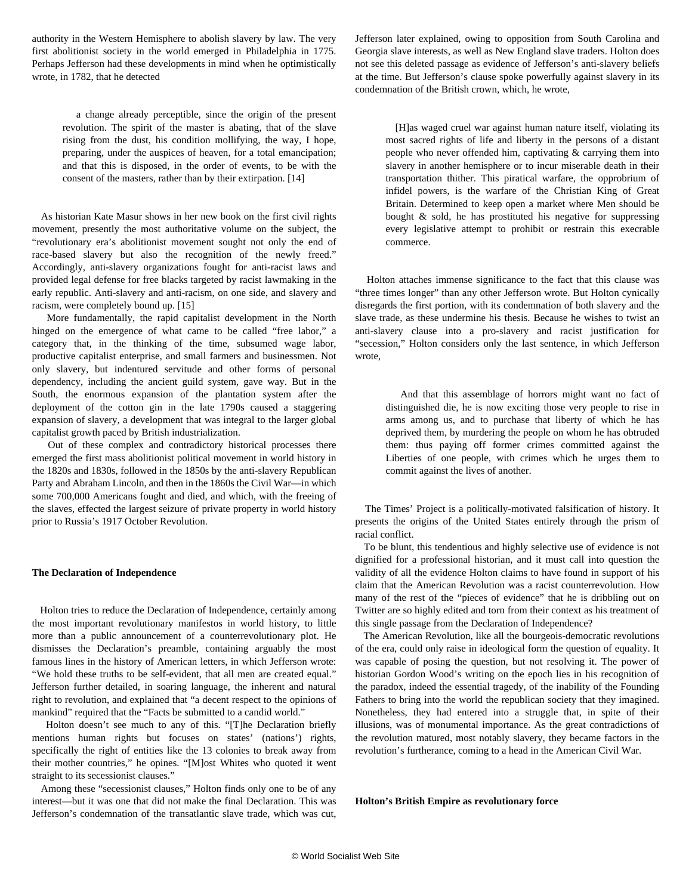authority in the Western Hemisphere to abolish slavery by law. The very first abolitionist society in the world emerged in Philadelphia in 1775. Perhaps Jefferson had these developments in mind when he optimistically wrote, in 1782, that he detected

> a change already perceptible, since the origin of the present revolution. The spirit of the master is abating, that of the slave rising from the dust, his condition mollifying, the way, I hope, preparing, under the auspices of heaven, for a total emancipation; and that this is disposed, in the order of events, to be with the consent of the masters, rather than by their extirpation. [14]

As historian Kate Masur shows in her new book on the first civil rights movement, presently the most authoritative volume on the subject, the "revolutionary era's abolitionist movement sought not only the end of race-based slavery but also the recognition of the newly freed." Accordingly, anti-slavery organizations fought for anti-racist laws and provided legal defense for free blacks targeted by racist lawmaking in the early republic. Anti-slavery and anti-racism, on one side, and slavery and racism, were completely bound up. [15]

More fundamentally, the rapid capitalist development in the North hinged on the emergence of what came to be called "free labor," a category that, in the thinking of the time, subsumed wage labor, productive capitalist enterprise, and small farmers and businessmen. Not only slavery, but indentured servitude and other forms of personal dependency, including the ancient guild system, gave way. But in the South, the enormous expansion of the plantation system after the deployment of the cotton gin in the late 1790s caused a staggering expansion of slavery, a development that was integral to the larger global capitalist growth paced by British industrialization.

Out of these complex and contradictory historical processes there emerged the first mass abolitionist political movement in world history in the 1820s and 1830s, followed in the 1850s by the anti-slavery Republican Party and Abraham Lincoln, and then in the 1860s the Civil War—in which some 700,000 Americans fought and died, and which, with the freeing of the slaves, effected the largest seizure of private property in world history prior to Russia's 1917 October Revolution.

**The Declaration of Independence**

Holton tries to reduce the Declaration of Independence, certainly among the most important revolutionary manifestos in world history, to little more than a public announcement of a counterrevolutionary plot. He dismisses the Declaration's preamble, containing arguably the most famous lines in the history of American letters, in which Jefferson wrote: "We hold these truths to be self-evident, that all men are created equal." Jefferson further detailed, in soaring language, the inherent and natural right to revolution, and explained that "a decent respect to the opinions of mankind" required that the "Facts be submitted to a candid world."

Holton doesn't see much to any of this. "[T]he Declaration briefly mentions human rights but focuses on states' (nations') rights, specifically the right of entities like the 13 colonies to break away from their mother countries," he opines. "[M]ost Whites who quoted it went straight to its secessionist clauses."

Among these "secessionist clauses," Holton finds only one to be of any interest—but it was one that did not make the final Declaration. This was Jefferson's condemnation of the transatlantic slave trade, which was cut, Jefferson later explained, owing to opposition from South Carolina and Georgia slave interests, as well as New England slave traders. Holton does not see this deleted passage as evidence of Jefferson's anti-slavery beliefs at the time. But Jefferson's clause spoke powerfully against slavery in its condemnation of the British crown, which, he wrote,

> [H]as waged cruel war against human nature itself, violating its most sacred rights of life and liberty in the persons of a distant people who never offended him, captivating & carrying them into slavery in another hemisphere or to incur miserable death in their transportation thither. This piratical warfare, the opprobrium of infidel powers, is the warfare of the Christian King of Great Britain. Determined to keep open a market where Men should be bought & sold, he has prostituted his negative for suppressing every legislative attempt to prohibit or restrain this execrable commerce.

Holton attaches immense significance to the fact that this clause was "three times longer" than any other Jefferson wrote. But Holton cynically disregards the first portion, with its condemnation of both slavery and the slave trade, as these undermine his thesis. Because he wishes to twist an anti-slavery clause into a pro-slavery and racist justification for "secession," Holton considers only the last sentence, in which Jefferson wrote,

> And that this assemblage of horrors might want no fact of distinguished die, he is now exciting those very people to rise in arms among us, and to purchase that liberty of which he has deprived them, by murdering the people on whom he has obtruded them: thus paying off former crimes committed against the Liberties of one people, with crimes which he urges them to commit against the lives of another.

The Times' Project is a politically-motivated falsification of history. It presents the origins of the United States entirely through the prism of racial conflict.

To be blunt, this tendentious and highly selective use of evidence is not dignified for a professional historian, and it must call into question the validity of all the evidence Holton claims to have found in support of his claim that the American Revolution was a racist counterrevolution. How many of the rest of the "pieces of evidence" that he is dribbling out on Twitter are so highly edited and torn from their context as his treatment of this single passage from the Declaration of Independence?

The American Revolution, like all the bourgeois-democratic revolutions of the era, could only raise in ideological form the question of equality. It was capable of posing the question, but not resolving it. The power of historian Gordon Wood's writing on the epoch lies in his recognition of the paradox, indeed the essential tragedy, of the inability of the Founding Fathers to bring into the world the republican society that they imagined. Nonetheless, they had entered into a struggle that, in spite of their illusions, was of monumental importance. As the great contradictions of the revolution matured, most notably slavery, they became factors in the revolution's furtherance, coming to a head in the American Civil War.

**Holton's British Empire as revolutionary force**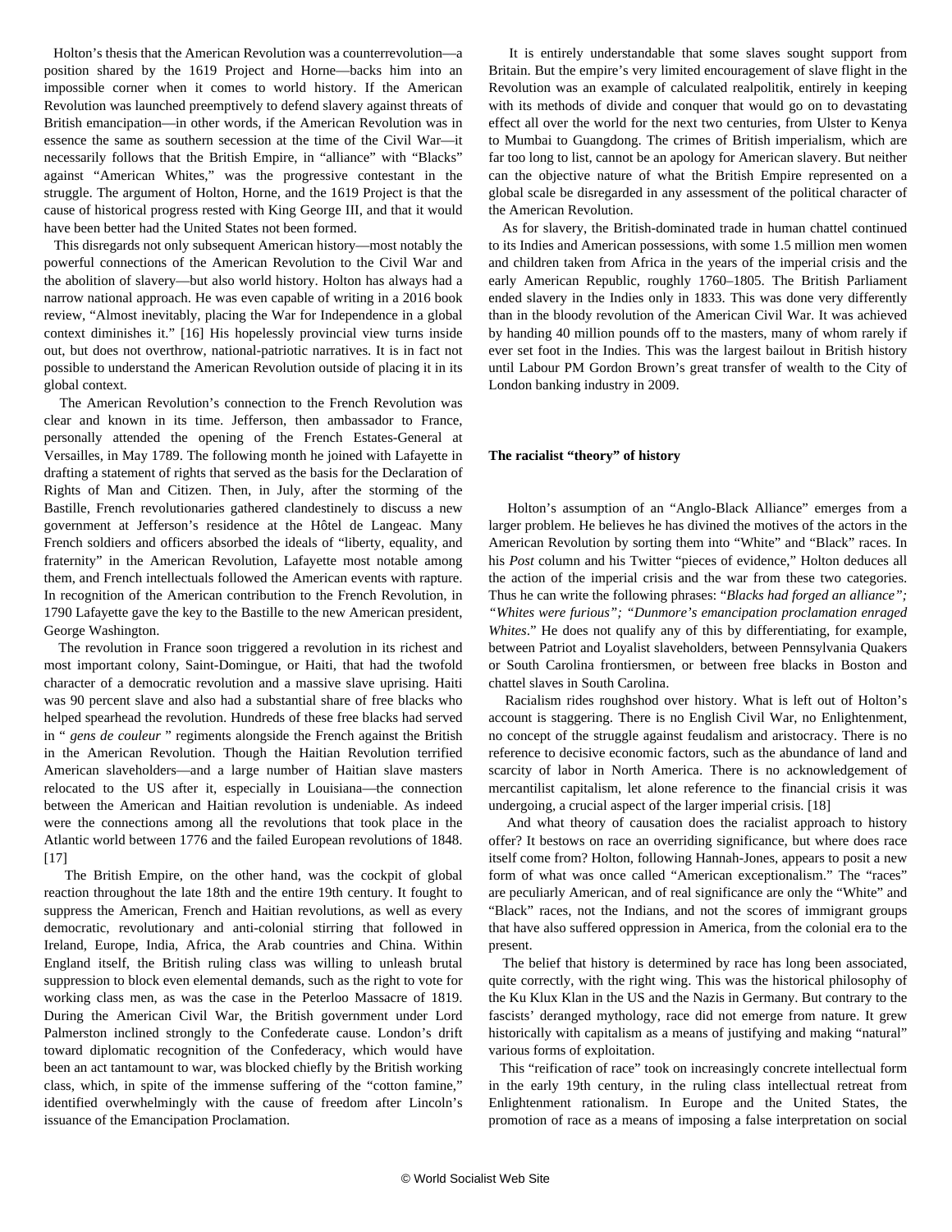Holton's thesis that the American Revolution was a counterrevolution—a position shared by the 1619 Project and Horne—backs him into an impossible corner when it comes to world history. If the American Revolution was launched preemptively to defend slavery against threats of British emancipation—in other words, if the American Revolution was in essence the same as southern secession at the time of the Civil War—it necessarily follows that the British Empire, in "alliance" with "Blacks" against "American Whites," was the progressive contestant in the struggle. The argument of Holton, Horne, and the 1619 Project is that the cause of historical progress rested with King George III, and that it would have been better had the United States not been formed.

This disregards not only subsequent American history—most notably the powerful connections of the American Revolution to the Civil War and the abolition of slavery—but also world history. Holton has always had a narrow national approach. He was even capable of writing in a 2016 book review, "Almost inevitably, placing the War for Independence in a global context diminishes it." [16] His hopelessly provincial view turns inside out, but does not overthrow, national-patriotic narratives. It is in fact not possible to understand the American Revolution outside of placing it in its global context.

The American Revolution's connection to the French Revolution was clear and known in its time. Jefferson, then ambassador to France, personally attended the opening of the French Estates-General at Versailles, in May 1789. The following month he joined with Lafayette in drafting a statement of rights that served as the basis for the Declaration of Rights of Man and Citizen. Then, in July, after the storming of the Bastille, French revolutionaries gathered clandestinely to discuss a new government at Jefferson's residence at the Hôtel de Langeac. Many French soldiers and officers absorbed the ideals of "liberty, equality, and fraternity" in the American Revolution, Lafayette most notable among them, and French intellectuals followed the American events with rapture. In recognition of the American contribution to the French Revolution, in 1790 Lafayette gave the key to the Bastille to the new American president, George Washington.

The revolution in France soon triggered a revolution in its richest and most important colony, Saint-Domingue, or Haiti, that had the twofold character of a democratic revolution and a massive slave uprising. Haiti was 90 percent slave and also had a substantial share of free blacks who helped spearhead the revolution. Hundreds of these free blacks had served in " *gens de couleur* " regiments alongside the French against the British in the American Revolution. Though the Haitian Revolution terrified American slaveholders—and a large number of Haitian slave masters relocated to the US after it, especially in Louisiana—the connection between the American and Haitian revolution is undeniable. As indeed were the connections among all the revolutions that took place in the Atlantic world between 1776 and the failed European revolutions of 1848. [17]

The British Empire, on the other hand, was the cockpit of global reaction throughout the late 18th and the entire 19th century. It fought to suppress the American, French and Haitian revolutions, as well as every democratic, revolutionary and anti-colonial stirring that followed in Ireland, Europe, India, Africa, the Arab countries and China. Within England itself, the British ruling class was willing to unleash brutal suppression to block even elemental demands, such as the right to vote for working class men, as was the case in the Peterloo Massacre of 1819. During the American Civil War, the British government under Lord Palmerston inclined strongly to the Confederate cause. London's drift toward diplomatic recognition of the Confederacy, which would have been an act tantamount to war, was blocked chiefly by the British working class, which, in spite of the immense suffering of the "cotton famine," identified overwhelmingly with the cause of freedom after Lincoln's issuance of the Emancipation Proclamation.

It is entirely understandable that some slaves sought support from Britain. But the empire's very limited encouragement of slave flight in the Revolution was an example of calculated realpolitik, entirely in keeping with its methods of divide and conquer that would go on to devastating effect all over the world for the next two centuries, from Ulster to Kenya to Mumbai to Guangdong. The crimes of British imperialism, which are far too long to list, cannot be an apology for American slavery. But neither can the objective nature of what the British Empire represented on a global scale be disregarded in any assessment of the political character of the American Revolution.

As for slavery, the British-dominated trade in human chattel continued to its Indies and American possessions, with some 1.5 million men women and children taken from Africa in the years of the imperial crisis and the early American Republic, roughly 1760–1805. The British Parliament ended slavery in the Indies only in 1833. This was done very differently than in the bloody revolution of the American Civil War. It was achieved by handing 40 million pounds off to the masters, many of whom rarely if ever set foot in the Indies. This was the largest bailout in British history until Labour PM Gordon Brown's great transfer of wealth to the City of London banking industry in 2009.

**The racialist "theory" of history**

Holton's assumption of an "Anglo-Black Alliance" emerges from a larger problem. He believes he has divined the motives of the actors in the American Revolution by sorting them into "White" and "Black" races. In his *Post* column and his Twitter "pieces of evidence," Holton deduces all the action of the imperial crisis and the war from these two categories. Thus he can write the following phrases: "*Blacks had forged an alliance"; "Whites were furious"; "Dunmore's emancipation proclamation enraged Whites*." He does not qualify any of this by differentiating, for example, between Patriot and Loyalist slaveholders, between Pennsylvania Quakers or South Carolina frontiersmen, or between free blacks in Boston and chattel slaves in South Carolina.

Racialism rides roughshod over history. What is left out of Holton's account is staggering. There is no English Civil War, no Enlightenment, no concept of the struggle against feudalism and aristocracy. There is no reference to decisive economic factors, such as the abundance of land and scarcity of labor in North America. There is no acknowledgement of mercantilist capitalism, let alone reference to the financial crisis it was undergoing, a crucial aspect of the larger imperial crisis. [18]

And what theory of causation does the racialist approach to history offer? It bestows on race an overriding significance, but where does race itself come from? Holton, following Hannah-Jones, appears to posit a new form of what was once called "American exceptionalism." The "races" are peculiarly American, and of real significance are only the "White" and "Black" races, not the Indians, and not the scores of immigrant groups that have also suffered oppression in America, from the colonial era to the present.

The belief that history is determined by race has long been associated, quite correctly, with the right wing. This was the historical philosophy of the Ku Klux Klan in the US and the Nazis in Germany. But contrary to the fascists' deranged mythology, race did not emerge from nature. It grew historically with capitalism as a means of justifying and making "natural" various forms of exploitation.

This "reification of race" took on increasingly concrete intellectual form in the early 19th century, in the ruling class intellectual retreat from Enlightenment rationalism. In Europe and the United States, the promotion of race as a means of imposing a false interpretation on social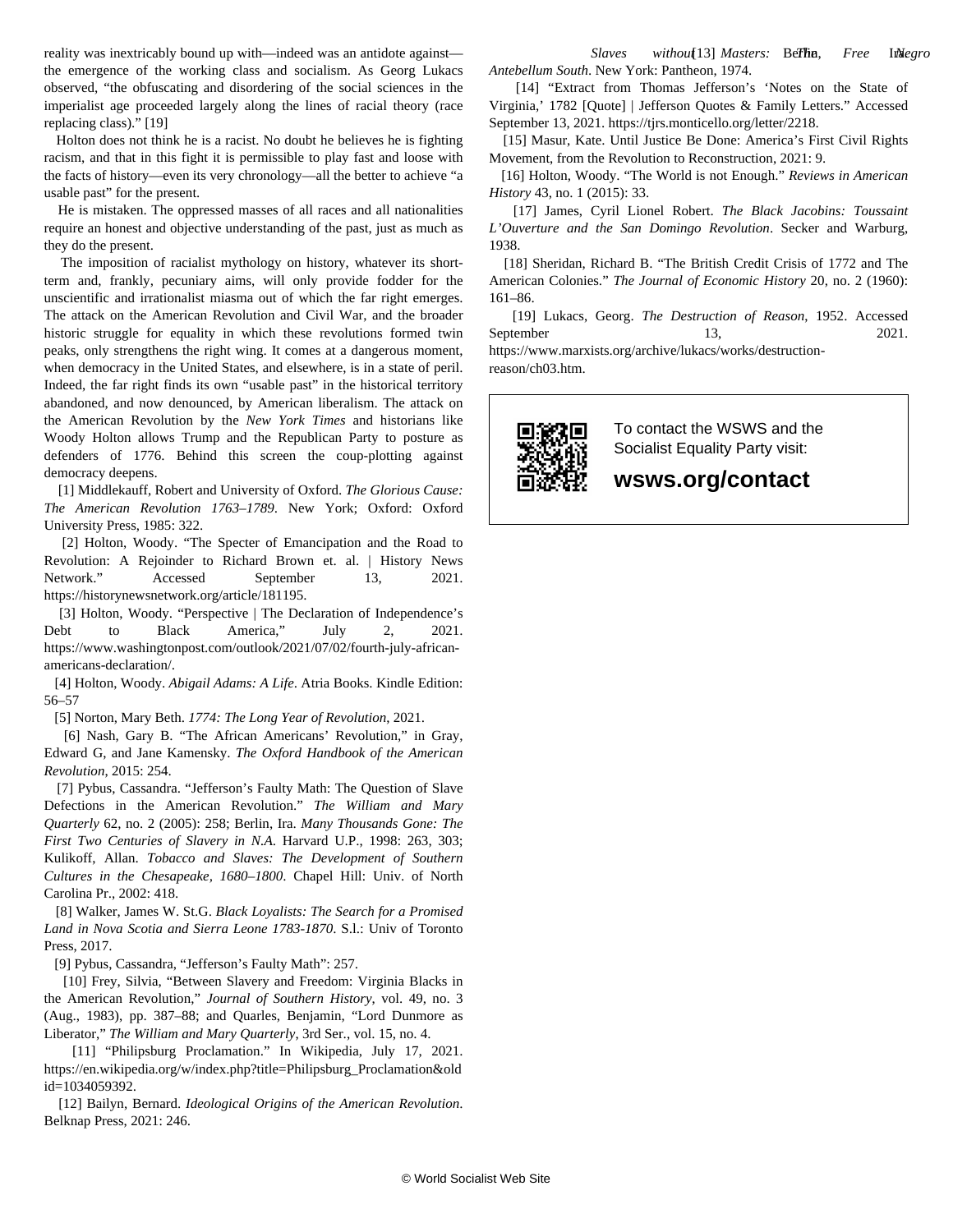reality was inextricably bound up with—indeed was an antidote against—the emergence of the working class and socialism. As Georg Lukacs observed, "the obfuscating and disordering of the social sciences in the imperialist age proceeded largely along the lines of racial theory (race replacing class)." [19]

Holton does not think he is a racist. No doubt he believes he is fighting racism, and that in this fight it is permissible to play fast and loose with the facts of history—even its very chronology—all the better to achieve "a usable past" for the present.

He is mistaken. The oppressed masses of all races and all nationalities require an honest and objective understanding of the past, just as much as they do the present.

The imposition of racialist mythology on history, whatever its short-term and, frankly, pecuniary aims, will only provide fodder for the unscientific and irrationalist miasma out of which the far right emerges. The attack on the American Revolution and Civil War, and the broader historic struggle for equality in which these revolutions formed twin peaks, only strengthens the right wing. It comes at a dangerous moment, when democracy in the United States, and elsewhere, is in a state of peril. Indeed, the far right finds its own "usable past" in the historical territory abandoned, and now denounced, by American liberalism. The attack on the American Revolution by the *New York Times* and historians like Woody Holton allows Trump and the Republican Party to posture as defenders of 1776. Behind this screen the coup-plotting against democracy deepens.

[1] Middlekauff, Robert and University of Oxford. *The Glorious Cause: The American Revolution 1763–1789*. New York; Oxford: Oxford University Press, 1985: 322.

[2] Holton, Woody. "The Specter of Emancipation and the Road to Revolution: A Rejoinder to Richard Brown et. al. | History News Network." Accessed September 13, 2021. https://historynewsnetwork.org/article/181195.

[3] Holton, Woody. "Perspective | The Declaration of Independence's Debt to Black America," July 2, 2021. https://www.washingtonpost.com/outlook/2021/07/02/fourth-july-african-americans-declaration/.

[4] Holton, Woody. *Abigail Adams: A Life*. Atria Books. Kindle Edition: 56–57

[5] Norton, Mary Beth. *1774: The Long Year of Revolution*, 2021.

[6] Nash, Gary B. "The African Americans' Revolution," in Gray, Edward G, and Jane Kamensky. *The Oxford Handbook of the American Revolution*, 2015: 254.

[7] Pybus, Cassandra. "Jefferson's Faulty Math: The Question of Slave Defections in the American Revolution." *The William and Mary Quarterly* 62, no. 2 (2005): 258; Berlin, Ira. *Many Thousands Gone: The First Two Centuries of Slavery in N.A.* Harvard U.P., 1998: 263, 303; Kulikoff, Allan. *Tobacco and Slaves: The Development of Southern Cultures in the Chesapeake, 1680–1800*. Chapel Hill: Univ. of North Carolina Pr., 2002: 418.

[8] Walker, James W. St.G. *Black Loyalists: The Search for a Promised Land in Nova Scotia and Sierra Leone 1783-1870*. S.l.: Univ of Toronto Press, 2017.

[9] Pybus, Cassandra, "Jefferson's Faulty Math": 257.

[10] Frey, Silvia, "Between Slavery and Freedom: Virginia Blacks in the American Revolution," *Journal of Southern History*, vol. 49, no. 3 (Aug., 1983), pp. 387–88; and Quarles, Benjamin, "Lord Dunmore as Liberator," *The William and Mary Quarterly*, 3rd Ser., vol. 15, no. 4.

[11] "Philipsburg Proclamation." In Wikipedia, July 17, 2021. https://en.wikipedia.org/w/index.php?title=Philipsburg_Proclamation&oldid=1034059392.

[12] Bailyn, Bernard. *Ideological Origins of the American Revolution*. Belknap Press, 2021: 246.

[13] Berlin, Ira. *Slaves without Masters: The Free Negro in the Antebellum South*. New York: Pantheon, 1974.

[14] "Extract from Thomas Jefferson's 'Notes on the State of Virginia,' 1782 [Quote] | Jefferson Quotes & Family Letters." Accessed September 13, 2021. https://tjrs.monticello.org/letter/2218.

[15] Masur, Kate. Until Justice Be Done: America's First Civil Rights Movement, from the Revolution to Reconstruction, 2021: 9.

[16] Holton, Woody. "The World is not Enough." *Reviews in American History* 43, no. 1 (2015): 33.

[17] James, Cyril Lionel Robert. *The Black Jacobins: Toussaint L'Ouverture and the San Domingo Revolution*. Secker and Warburg, 1938.

[18] Sheridan, Richard B. "The British Credit Crisis of 1772 and The American Colonies." *The Journal of Economic History* 20, no. 2 (1960): 161–86.

[19] Lukacs, Georg. *The Destruction of Reason*, 1952. Accessed September 13, 2021. https://www.marxists.org/archive/lukacs/works/destruction-reason/ch03.htm.

To contact the WSWS and the Socialist Equality Party visit:

**wsws.org/contact**